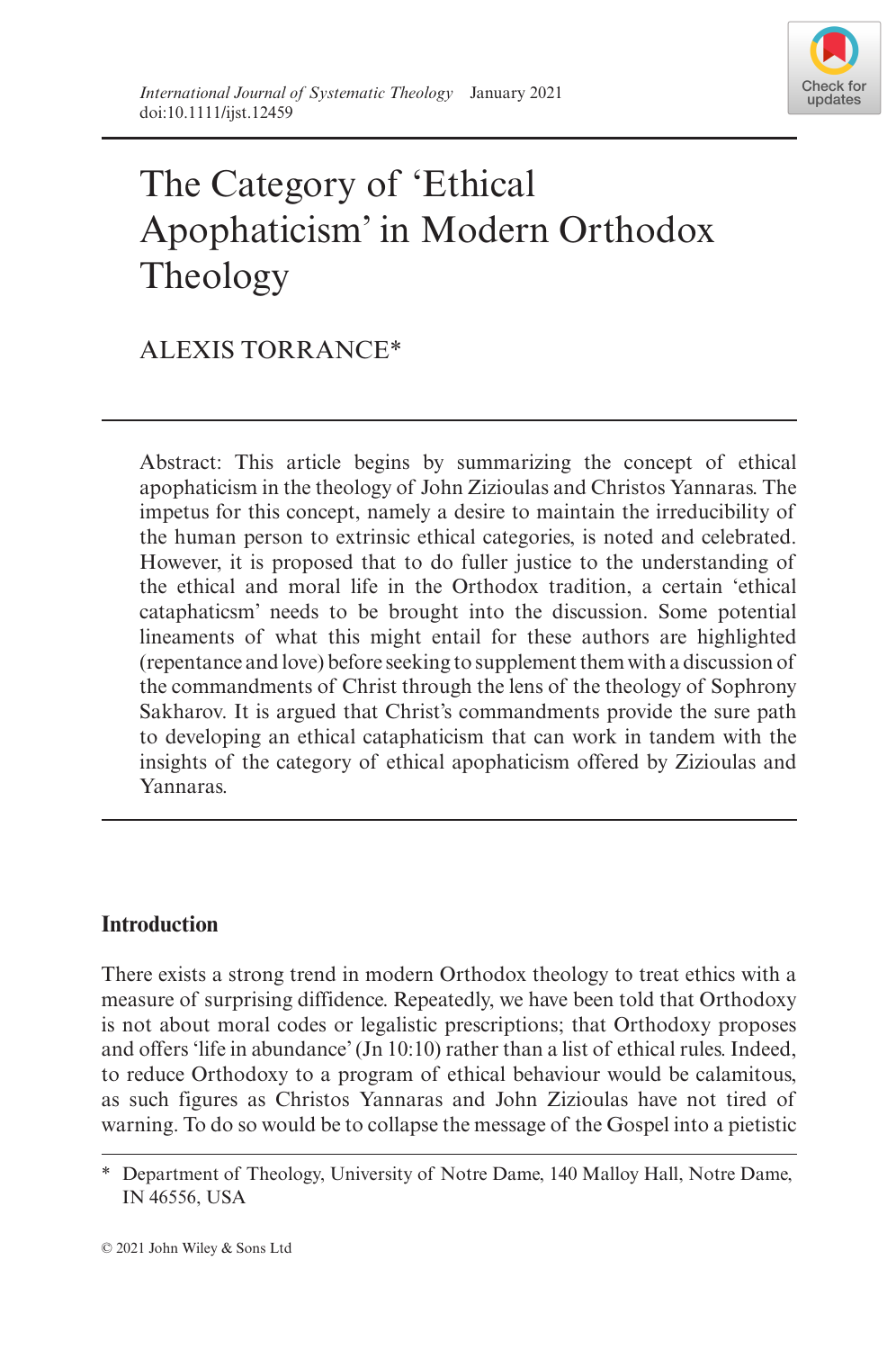# The Category of 'Ethical Apophaticism' in Modern Orthodox Theology

ALEXIS TORRANCE*

Abstract: This article begins by summarizing the concept of ethical apophaticism in the theology of John Zizioulas and Christos Yannaras. The impetus for this concept, namely a desire to maintain the irreducibility of the human person to extrinsic ethical categories, is noted and celebrated. However, it is proposed that to do fuller justice to the understanding of the ethical and moral life in the Orthodox tradition, a certain 'ethical cataphaticsm' needs to be brought into the discussion. Some potential lineaments of what this might entail for these authors are highlighted (repentance and love) before seeking to supplement them with a discussion of the commandments of Christ through the lens of the theology of Sophrony Sakharov. It is argued that Christ's commandments provide the sure path to developing an ethical cataphaticism that can work in tandem with the insights of the category of ethical apophaticism offered by Zizioulas and Yannaras.

## Introduction

There exists a strong trend in modern Orthodox theology to treat ethics with a measure of surprising diffidence. Repeatedly, we have been told that Orthodoxy is not about moral codes or legalistic prescriptions; that Orthodoxy proposes and offers 'life in abundance' (Jn 10:10) rather than a list of ethical rules. Indeed, to reduce Orthodoxy to a program of ethical behaviour would be calamitous, as such figures as Christos Yannaras and John Zizioulas have not tired of warning. To do so would be to collapse the message of the Gospel into a pietistic

\* Department of Theology, University of Notre Dame, 140 Malloy Hall, Notre Dame, IN 46556, USA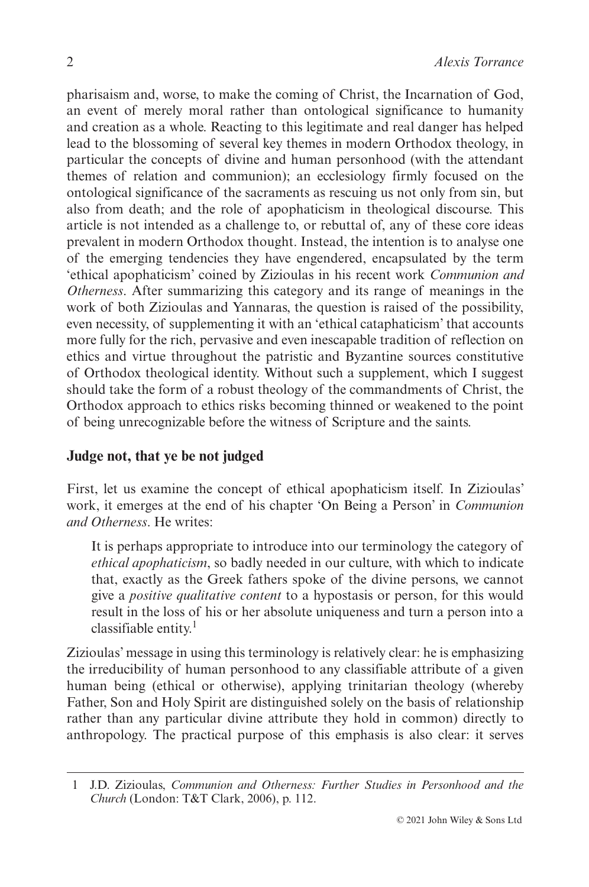pharisaism and, worse, to make the coming of Christ, the Incarnation of God, an event of merely moral rather than ontological significance to humanity and creation as a whole. Reacting to this legitimate and real danger has helped lead to the blossoming of several key themes in modern Orthodox theology, in particular the concepts of divine and human personhood (with the attendant themes of relation and communion); an ecclesiology firmly focused on the ontological significance of the sacraments as rescuing us not only from sin, but also from death; and the role of apophaticism in theological discourse. This article is not intended as a challenge to, or rebuttal of, any of these core ideas prevalent in modern Orthodox thought. Instead, the intention is to analyse one of the emerging tendencies they have engendered, encapsulated by the term 'ethical apophaticism' coined by Zizioulas in his recent work *Communion and Otherness*. After summarizing this category and its range of meanings in the work of both Zizioulas and Yannaras, the question is raised of the possibility, even necessity, of supplementing it with an 'ethical cataphaticism' that accounts more fully for the rich, pervasive and even inescapable tradition of reflection on ethics and virtue throughout the patristic and Byzantine sources constitutive of Orthodox theological identity. Without such a supplement, which I suggest should take the form of a robust theology of the commandments of Christ, the Orthodox approach to ethics risks becoming thinned or weakened to the point of being unrecognizable before the witness of Scripture and the saints.

## Judge not, that ye be not judged

First, let us examine the concept of ethical apophaticism itself. In Zizioulas' work, it emerges at the end of his chapter 'On Being a Person' in *Communion and Otherness*. He writes:

> It is perhaps appropriate to introduce into our terminology the category of *ethical apophaticism*, so badly needed in our culture, with which to indicate that, exactly as the Greek fathers spoke of the divine persons, we cannot give a *positive qualitative content* to a hypostasis or person, for this would result in the loss of his or her absolute uniqueness and turn a person into a classifiable entity.[1]

Zizioulas' message in using this terminology is relatively clear: he is emphasizing the irreducibility of human personhood to any classifiable attribute of a given human being (ethical or otherwise), applying trinitarian theology (whereby Father, Son and Holy Spirit are distinguished solely on the basis of relationship rather than any particular divine attribute they hold in common) directly to anthropology. The practical purpose of this emphasis is also clear: it serves

---

1 J.D. Zizioulas, *Communion and Otherness: Further Studies in Personhood and the Church* (London: T&T Clark, 2006), p. 112.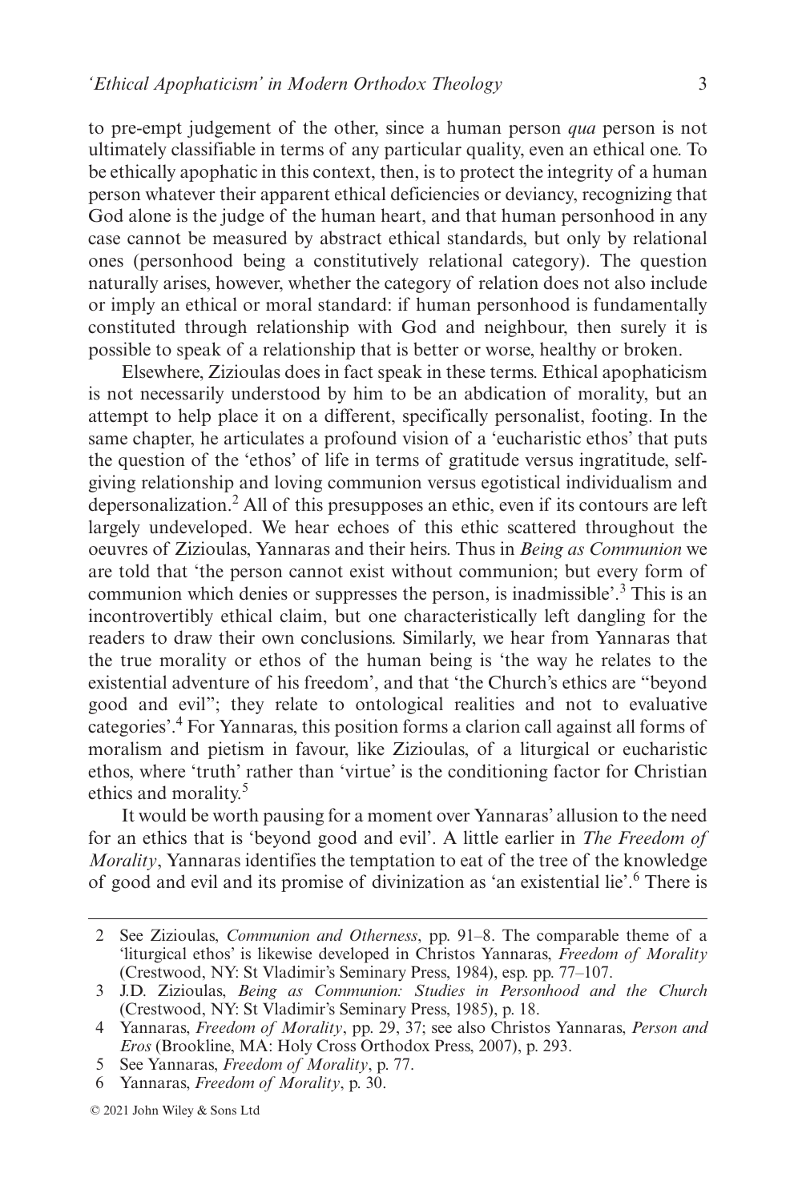to pre-empt judgement of the other, since a human person *qua* person is not ultimately classifiable in terms of any particular quality, even an ethical one. To be ethically apophatic in this context, then, is to protect the integrity of a human person whatever their apparent ethical deficiencies or deviancy, recognizing that God alone is the judge of the human heart, and that human personhood in any case cannot be measured by abstract ethical standards, but only by relational ones (personhood being a constitutively relational category). The question naturally arises, however, whether the category of relation does not also include or imply an ethical or moral standard: if human personhood is fundamentally constituted through relationship with God and neighbour, then surely it is possible to speak of a relationship that is better or worse, healthy or broken.

Elsewhere, Zizioulas does in fact speak in these terms. Ethical apophaticism is not necessarily understood by him to be an abdication of morality, but an attempt to help place it on a different, specifically personalist, footing. In the same chapter, he articulates a profound vision of a 'eucharistic ethos' that puts the question of the 'ethos' of life in terms of gratitude versus ingratitude, self-giving relationship and loving communion versus egotistical individualism and depersonalization.[2] All of this presupposes an ethic, even if its contours are left largely undeveloped. We hear echoes of this ethic scattered throughout the oeuvres of Zizioulas, Yannaras and their heirs. Thus in *Being as Communion* we are told that 'the person cannot exist without communion; but every form of communion which denies or suppresses the person, is inadmissible'.[3] This is an incontrovertibly ethical claim, but one characteristically left dangling for the readers to draw their own conclusions. Similarly, we hear from Yannaras that the true morality or ethos of the human being is 'the way he relates to the existential adventure of his freedom', and that 'the Church's ethics are "beyond good and evil"; they relate to ontological realities and not to evaluative categories'.[4] For Yannaras, this position forms a clarion call against all forms of moralism and pietism in favour, like Zizioulas, of a liturgical or eucharistic ethos, where 'truth' rather than 'virtue' is the conditioning factor for Christian ethics and morality.[5]

It would be worth pausing for a moment over Yannaras' allusion to the need for an ethics that is 'beyond good and evil'. A little earlier in *The Freedom of Morality*, Yannaras identifies the temptation to eat of the tree of the knowledge of good and evil and its promise of divinization as 'an existential lie'.[6] There is

---

2 See Zizioulas, *Communion and Otherness*, pp. 91–8. The comparable theme of a 'liturgical ethos' is likewise developed in Christos Yannaras, *Freedom of Morality* (Crestwood, NY: St Vladimir's Seminary Press, 1984), esp. pp. 77–107.

3 J.D. Zizioulas, *Being as Communion: Studies in Personhood and the Church* (Crestwood, NY: St Vladimir's Seminary Press, 1985), p. 18.

4 Yannaras, *Freedom of Morality*, pp. 29, 37; see also Christos Yannaras, *Person and Eros* (Brookline, MA: Holy Cross Orthodox Press, 2007), p. 293.

5 See Yannaras, *Freedom of Morality*, p. 77.

6 Yannaras, *Freedom of Morality*, p. 30.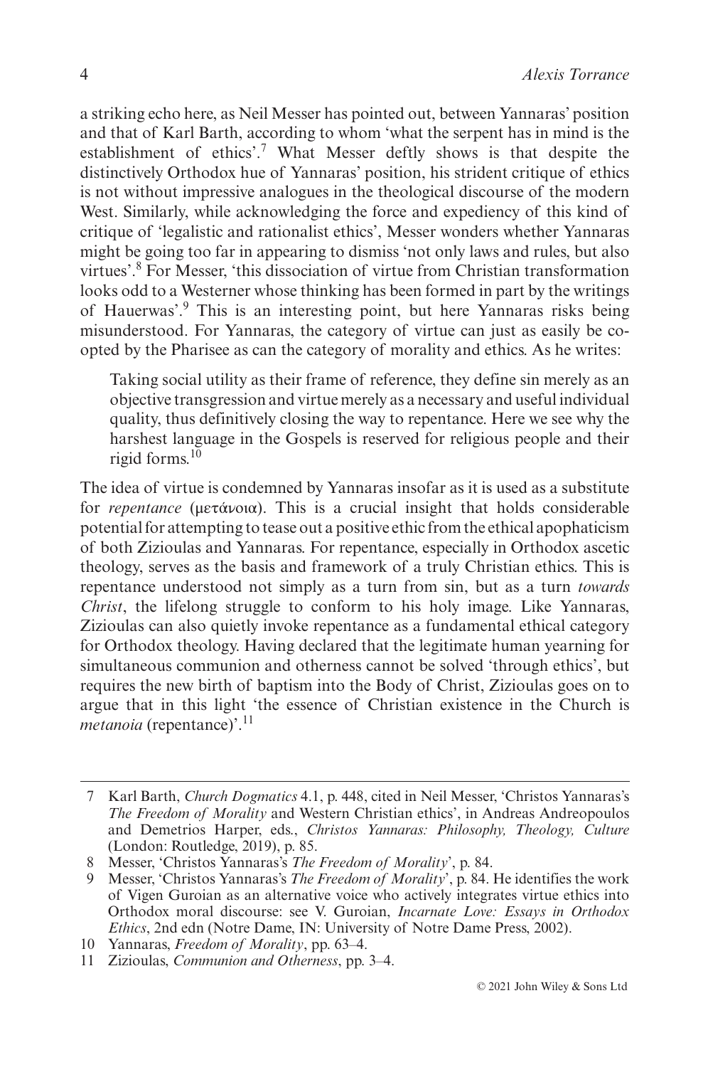a striking echo here, as Neil Messer has pointed out, between Yannaras' position and that of Karl Barth, according to whom 'what the serpent has in mind is the establishment of ethics'.[7] What Messer deftly shows is that despite the distinctively Orthodox hue of Yannaras' position, his strident critique of ethics is not without impressive analogues in the theological discourse of the modern West. Similarly, while acknowledging the force and expediency of this kind of critique of 'legalistic and rationalist ethics', Messer wonders whether Yannaras might be going too far in appearing to dismiss 'not only laws and rules, but also virtues'.[8] For Messer, 'this dissociation of virtue from Christian transformation looks odd to a Westerner whose thinking has been formed in part by the writings of Hauerwas'.[9] This is an interesting point, but here Yannaras risks being misunderstood. For Yannaras, the category of virtue can just as easily be co-opted by the Pharisee as can the category of morality and ethics. As he writes:

> Taking social utility as their frame of reference, they define sin merely as an objective transgression and virtue merely as a necessary and useful individual quality, thus definitively closing the way to repentance. Here we see why the harshest language in the Gospels is reserved for religious people and their rigid forms.[10]

The idea of virtue is condemned by Yannaras insofar as it is used as a substitute for *repentance* (μετάνοια). This is a crucial insight that holds considerable potential for attempting to tease out a positive ethic from the ethical apophaticism of both Zizioulas and Yannaras. For repentance, especially in Orthodox ascetic theology, serves as the basis and framework of a truly Christian ethics. This is repentance understood not simply as a turn from sin, but as a turn *towards Christ*, the lifelong struggle to conform to his holy image. Like Yannaras, Zizioulas can also quietly invoke repentance as a fundamental ethical category for Orthodox theology. Having declared that the legitimate human yearning for simultaneous communion and otherness cannot be solved 'through ethics', but requires the new birth of baptism into the Body of Christ, Zizioulas goes on to argue that in this light 'the essence of Christian existence in the Church is *metanoia* (repentance)'.[11]

---

7 Karl Barth, *Church Dogmatics* 4.1, p. 448, cited in Neil Messer, 'Christos Yannaras's *The Freedom of Morality* and Western Christian ethics', in Andreas Andreopoulos and Demetrios Harper, eds., *Christos Yannaras: Philosophy, Theology, Culture* (London: Routledge, 2019), p. 85.

8 Messer, 'Christos Yannaras's *The Freedom of Morality*', p. 84.

9 Messer, 'Christos Yannaras's *The Freedom of Morality*', p. 84. He identifies the work of Vigen Guroian as an alternative voice who actively integrates virtue ethics into Orthodox moral discourse: see V. Guroian, *Incarnate Love: Essays in Orthodox Ethics*, 2nd edn (Notre Dame, IN: University of Notre Dame Press, 2002).

10 Yannaras, *Freedom of Morality*, pp. 63–4.

11 Zizioulas, *Communion and Otherness*, pp. 3–4.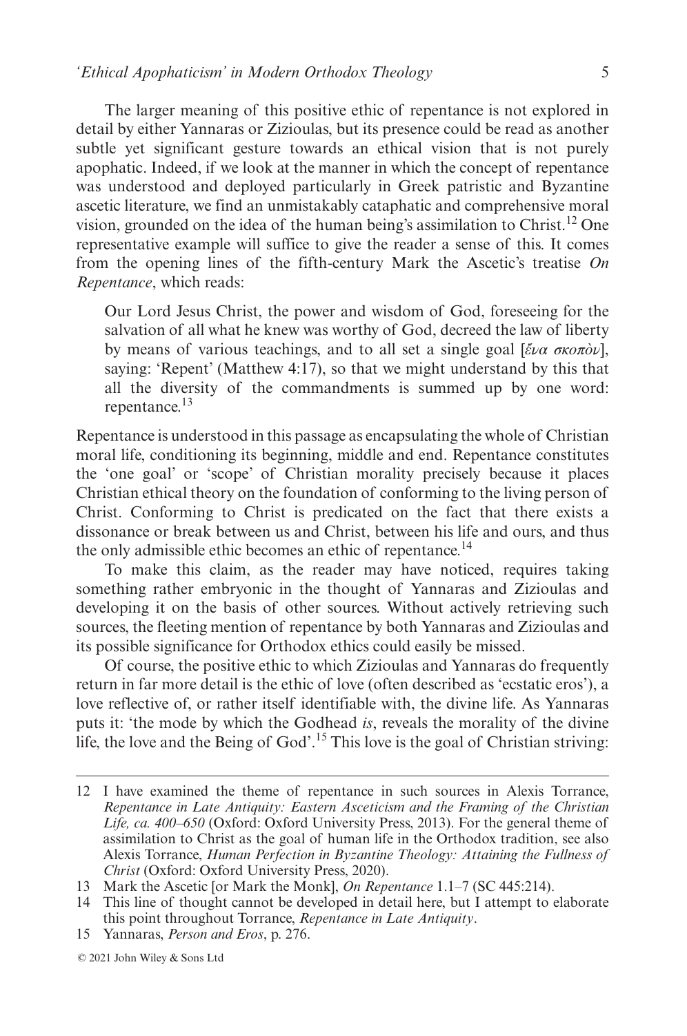The larger meaning of this positive ethic of repentance is not explored in detail by either Yannaras or Zizioulas, but its presence could be read as another subtle yet significant gesture towards an ethical vision that is not purely apophatic. Indeed, if we look at the manner in which the concept of repentance was understood and deployed particularly in Greek patristic and Byzantine ascetic literature, we find an unmistakably cataphatic and comprehensive moral vision, grounded on the idea of the human being's assimilation to Christ.[12] One representative example will suffice to give the reader a sense of this. It comes from the opening lines of the fifth-century Mark the Ascetic's treatise *On Repentance*, which reads:

> Our Lord Jesus Christ, the power and wisdom of God, foreseeing for the salvation of all what he knew was worthy of God, decreed the law of liberty by means of various teachings, and to all set a single goal [*ἕνα σκοπὸν*], saying: 'Repent' (Matthew 4:17), so that we might understand by this that all the diversity of the commandments is summed up by one word: repentance.[13]

Repentance is understood in this passage as encapsulating the whole of Christian moral life, conditioning its beginning, middle and end. Repentance constitutes the 'one goal' or 'scope' of Christian morality precisely because it places Christian ethical theory on the foundation of conforming to the living person of Christ. Conforming to Christ is predicated on the fact that there exists a dissonance or break between us and Christ, between his life and ours, and thus the only admissible ethic becomes an ethic of repentance.[14]

To make this claim, as the reader may have noticed, requires taking something rather embryonic in the thought of Yannaras and Zizioulas and developing it on the basis of other sources. Without actively retrieving such sources, the fleeting mention of repentance by both Yannaras and Zizioulas and its possible significance for Orthodox ethics could easily be missed.

Of course, the positive ethic to which Zizioulas and Yannaras do frequently return in far more detail is the ethic of love (often described as 'ecstatic eros'), a love reflective of, or rather itself identifiable with, the divine life. As Yannaras puts it: 'the mode by which the Godhead *is*, reveals the morality of the divine life, the love and the Being of God'.[15] This love is the goal of Christian striving:

---

12 I have examined the theme of repentance in such sources in Alexis Torrance, *Repentance in Late Antiquity: Eastern Asceticism and the Framing of the Christian Life, ca. 400–650* (Oxford: Oxford University Press, 2013). For the general theme of assimilation to Christ as the goal of human life in the Orthodox tradition, see also Alexis Torrance, *Human Perfection in Byzantine Theology: Attaining the Fullness of Christ* (Oxford: Oxford University Press, 2020).

13 Mark the Ascetic [or Mark the Monk], *On Repentance* 1.1–7 (SC 445:214).

14 This line of thought cannot be developed in detail here, but I attempt to elaborate this point throughout Torrance, *Repentance in Late Antiquity*.

15 Yannaras, *Person and Eros*, p. 276.

© 2021 John Wiley & Sons Ltd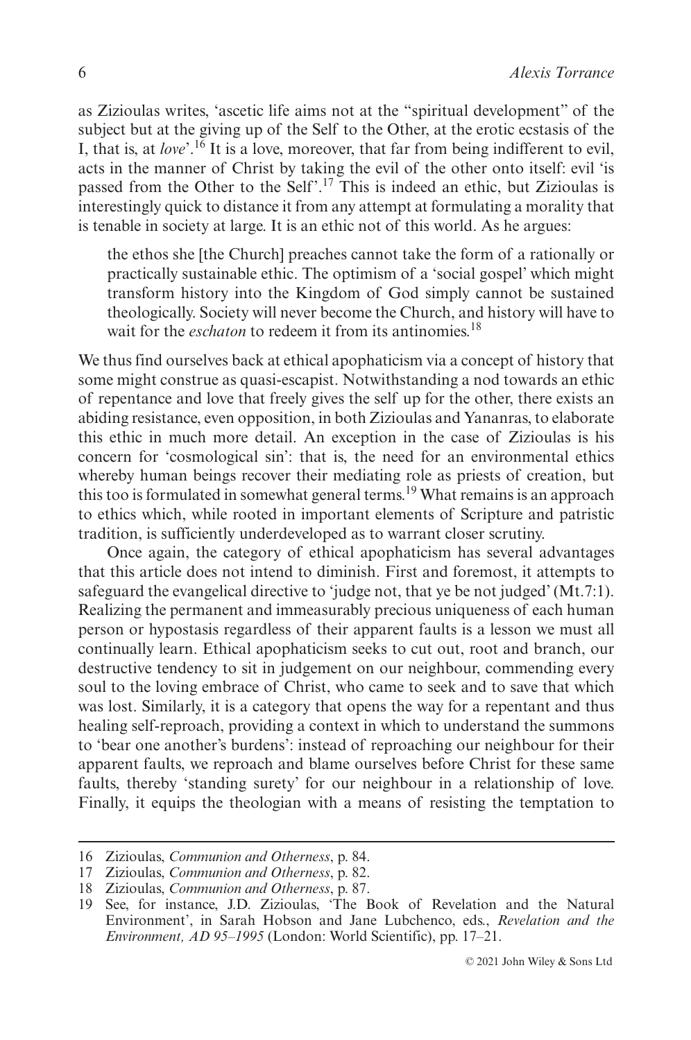as Zizioulas writes, 'ascetic life aims not at the "spiritual development" of the subject but at the giving up of the Self to the Other, at the erotic ecstasis of the I, that is, at *love*'.[16] It is a love, moreover, that far from being indifferent to evil, acts in the manner of Christ by taking the evil of the other onto itself: evil 'is passed from the Other to the Self'.[17] This is indeed an ethic, but Zizioulas is interestingly quick to distance it from any attempt at formulating a morality that is tenable in society at large. It is an ethic not of this world. As he argues:

> the ethos she [the Church] preaches cannot take the form of a rationally or practically sustainable ethic. The optimism of a 'social gospel' which might transform history into the Kingdom of God simply cannot be sustained theologically. Society will never become the Church, and history will have to wait for the *eschaton* to redeem it from its antinomies.[18]

We thus find ourselves back at ethical apophaticism via a concept of history that some might construe as quasi-escapist. Notwithstanding a nod towards an ethic of repentance and love that freely gives the self up for the other, there exists an abiding resistance, even opposition, in both Zizioulas and Yananras, to elaborate this ethic in much more detail. An exception in the case of Zizioulas is his concern for 'cosmological sin': that is, the need for an environmental ethics whereby human beings recover their mediating role as priests of creation, but this too is formulated in somewhat general terms.[19] What remains is an approach to ethics which, while rooted in important elements of Scripture and patristic tradition, is sufficiently underdeveloped as to warrant closer scrutiny.

Once again, the category of ethical apophaticism has several advantages that this article does not intend to diminish. First and foremost, it attempts to safeguard the evangelical directive to 'judge not, that ye be not judged' (Mt.7:1). Realizing the permanent and immeasurably precious uniqueness of each human person or hypostasis regardless of their apparent faults is a lesson we must all continually learn. Ethical apophaticism seeks to cut out, root and branch, our destructive tendency to sit in judgement on our neighbour, commending every soul to the loving embrace of Christ, who came to seek and to save that which was lost. Similarly, it is a category that opens the way for a repentant and thus healing self-reproach, providing a context in which to understand the summons to 'bear one another's burdens': instead of reproaching our neighbour for their apparent faults, we reproach and blame ourselves before Christ for these same faults, thereby 'standing surety' for our neighbour in a relationship of love. Finally, it equips the theologian with a means of resisting the temptation to

---

16 Zizioulas, *Communion and Otherness*, p. 84.

17 Zizioulas, *Communion and Otherness*, p. 82.

18 Zizioulas, *Communion and Otherness*, p. 87.

19 See, for instance, J.D. Zizioulas, 'The Book of Revelation and the Natural Environment', in Sarah Hobson and Jane Lubchenco, eds., *Revelation and the Environment, AD 95–1995* (London: World Scientific), pp. 17–21.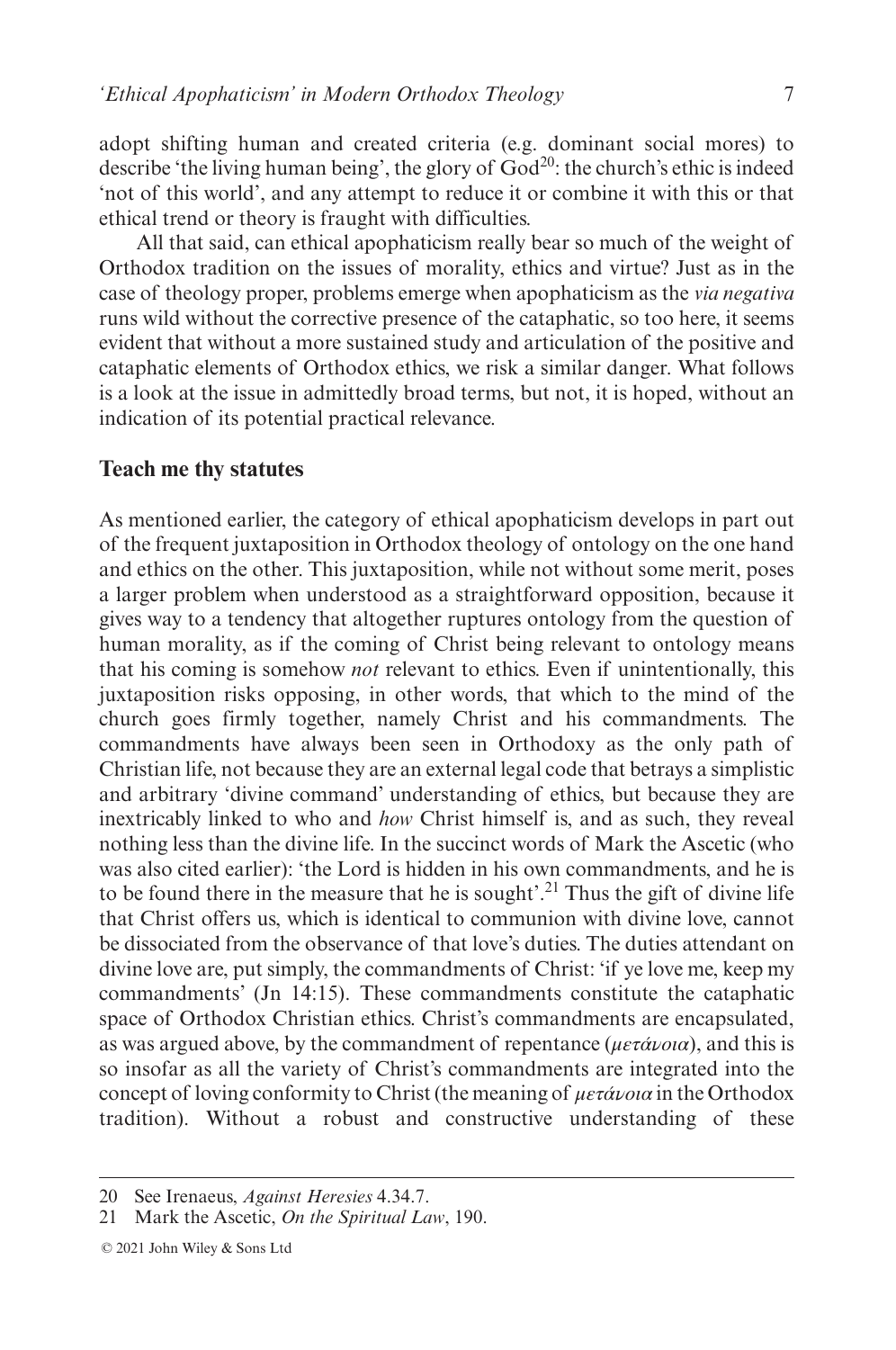adopt shifting human and created criteria (e.g. dominant social mores) to describe 'the living human being', the glory of God[20]: the church's ethic is indeed 'not of this world', and any attempt to reduce it or combine it with this or that ethical trend or theory is fraught with difficulties.

All that said, can ethical apophaticism really bear so much of the weight of Orthodox tradition on the issues of morality, ethics and virtue? Just as in the case of theology proper, problems emerge when apophaticism as the *via negativa* runs wild without the corrective presence of the cataphatic, so too here, it seems evident that without a more sustained study and articulation of the positive and cataphatic elements of Orthodox ethics, we risk a similar danger. What follows is a look at the issue in admittedly broad terms, but not, it is hoped, without an indication of its potential practical relevance.

## Teach me thy statutes

As mentioned earlier, the category of ethical apophaticism develops in part out of the frequent juxtaposition in Orthodox theology of ontology on the one hand and ethics on the other. This juxtaposition, while not without some merit, poses a larger problem when understood as a straightforward opposition, because it gives way to a tendency that altogether ruptures ontology from the question of human morality, as if the coming of Christ being relevant to ontology means that his coming is somehow *not* relevant to ethics. Even if unintentionally, this juxtaposition risks opposing, in other words, that which to the mind of the church goes firmly together, namely Christ and his commandments. The commandments have always been seen in Orthodoxy as the only path of Christian life, not because they are an external legal code that betrays a simplistic and arbitrary 'divine command' understanding of ethics, but because they are inextricably linked to who and *how* Christ himself is, and as such, they reveal nothing less than the divine life. In the succinct words of Mark the Ascetic (who was also cited earlier): 'the Lord is hidden in his own commandments, and he is to be found there in the measure that he is sought'.[21] Thus the gift of divine life that Christ offers us, which is identical to communion with divine love, cannot be dissociated from the observance of that love's duties. The duties attendant on divine love are, put simply, the commandments of Christ: 'if ye love me, keep my commandments' (Jn 14:15). These commandments constitute the cataphatic space of Orthodox Christian ethics. Christ's commandments are encapsulated, as was argued above, by the commandment of repentance (*μετάνοια*), and this is so insofar as all the variety of Christ's commandments are integrated into the concept of loving conformity to Christ (the meaning of *μετάνοια* in the Orthodox tradition). Without a robust and constructive understanding of these

20 See Irenaeus, *Against Heresies* 4.34.7.

21 Mark the Ascetic, *On the Spiritual Law*, 190.

© 2021 John Wiley & Sons Ltd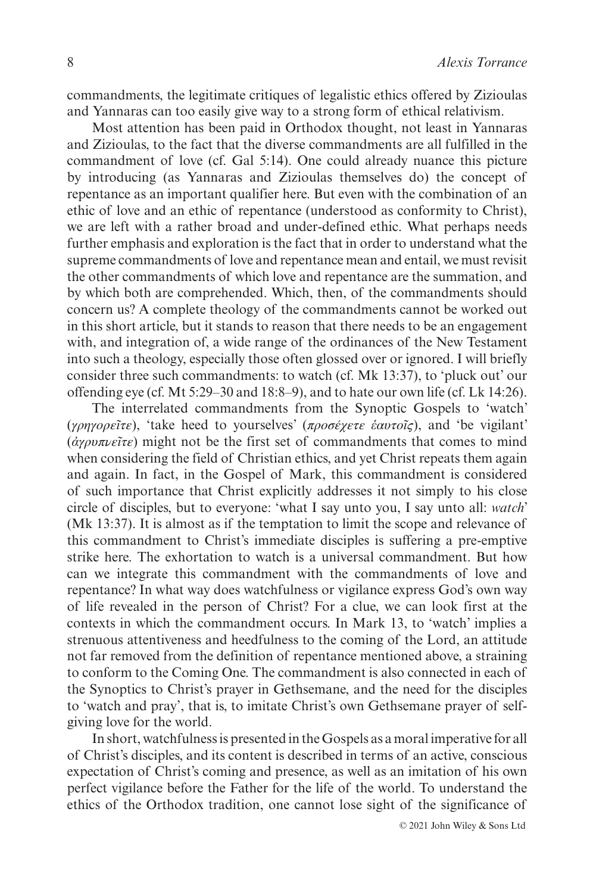commandments, the legitimate critiques of legalistic ethics offered by Zizioulas and Yannaras can too easily give way to a strong form of ethical relativism.

Most attention has been paid in Orthodox thought, not least in Yannaras and Zizioulas, to the fact that the diverse commandments are all fulfilled in the commandment of love (cf. Gal 5:14). One could already nuance this picture by introducing (as Yannaras and Zizioulas themselves do) the concept of repentance as an important qualifier here. But even with the combination of an ethic of love and an ethic of repentance (understood as conformity to Christ), we are left with a rather broad and under-defined ethic. What perhaps needs further emphasis and exploration is the fact that in order to understand what the supreme commandments of love and repentance mean and entail, we must revisit the other commandments of which love and repentance are the summation, and by which both are comprehended. Which, then, of the commandments should concern us? A complete theology of the commandments cannot be worked out in this short article, but it stands to reason that there needs to be an engagement with, and integration of, a wide range of the ordinances of the New Testament into such a theology, especially those often glossed over or ignored. I will briefly consider three such commandments: to watch (cf. Mk 13:37), to 'pluck out' our offending eye (cf. Mt 5:29–30 and 18:8–9), and to hate our own life (cf. Lk 14:26).

The interrelated commandments from the Synoptic Gospels to 'watch' (*γρηγορεῖτε*), 'take heed to yourselves' (*προσέχετε ἑαυτοῖς*), and 'be vigilant' (*ἀγρυπνεῖτε*) might not be the first set of commandments that comes to mind when considering the field of Christian ethics, and yet Christ repeats them again and again. In fact, in the Gospel of Mark, this commandment is considered of such importance that Christ explicitly addresses it not simply to his close circle of disciples, but to everyone: 'what I say unto you, I say unto all: *watch*' (Mk 13:37). It is almost as if the temptation to limit the scope and relevance of this commandment to Christ's immediate disciples is suffering a pre-emptive strike here. The exhortation to watch is a universal commandment. But how can we integrate this commandment with the commandments of love and repentance? In what way does watchfulness or vigilance express God's own way of life revealed in the person of Christ? For a clue, we can look first at the contexts in which the commandment occurs. In Mark 13, to 'watch' implies a strenuous attentiveness and heedfulness to the coming of the Lord, an attitude not far removed from the definition of repentance mentioned above, a straining to conform to the Coming One. The commandment is also connected in each of the Synoptics to Christ's prayer in Gethsemane, and the need for the disciples to 'watch and pray', that is, to imitate Christ's own Gethsemane prayer of self-giving love for the world.

In short, watchfulness is presented in the Gospels as a moral imperative for all of Christ's disciples, and its content is described in terms of an active, conscious expectation of Christ's coming and presence, as well as an imitation of his own perfect vigilance before the Father for the life of the world. To understand the ethics of the Orthodox tradition, one cannot lose sight of the significance of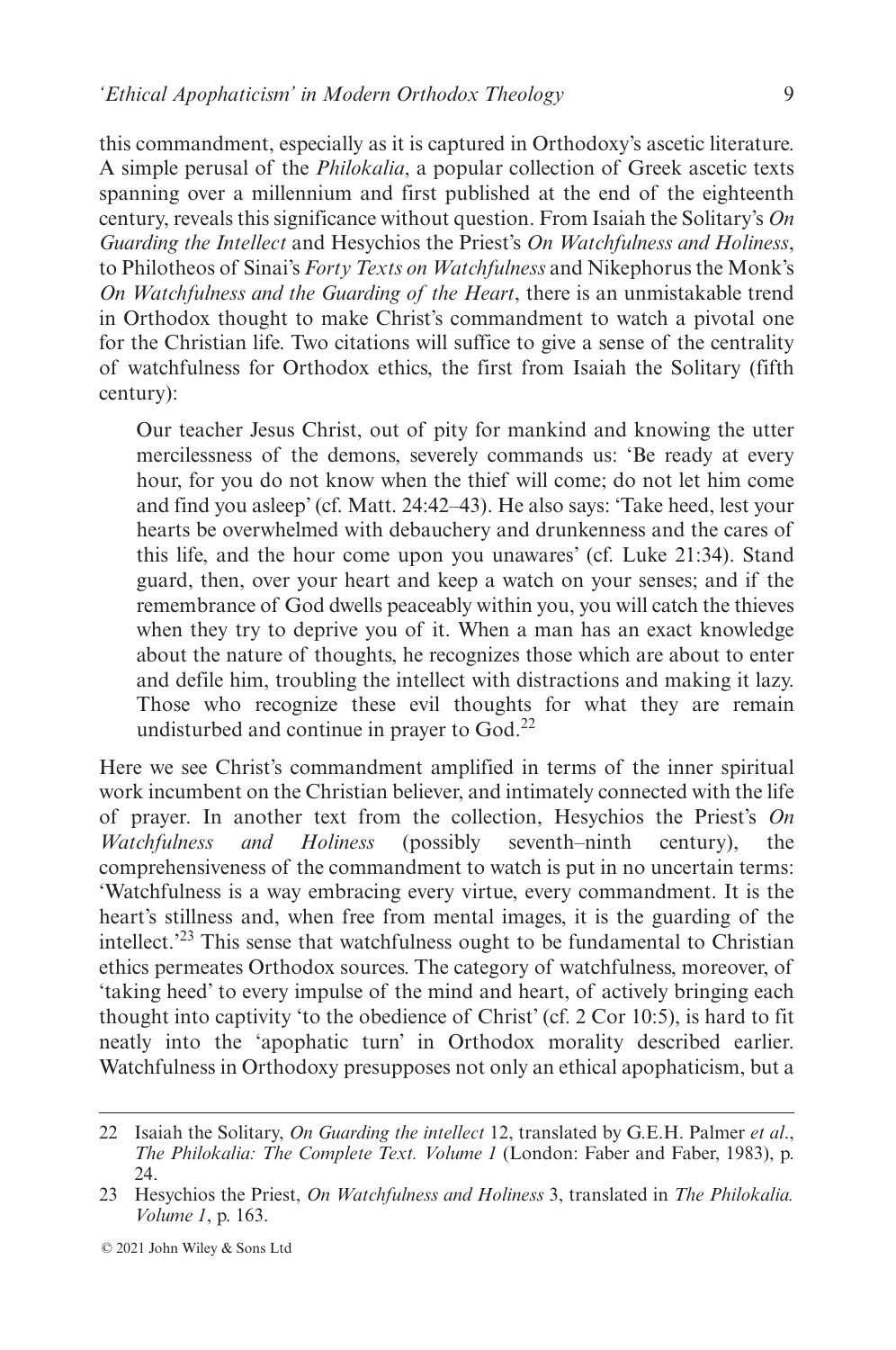this commandment, especially as it is captured in Orthodoxy's ascetic literature. A simple perusal of the *Philokalia*, a popular collection of Greek ascetic texts spanning over a millennium and first published at the end of the eighteenth century, reveals this significance without question. From Isaiah the Solitary's *On Guarding the Intellect* and Hesychios the Priest's *On Watchfulness and Holiness*, to Philotheos of Sinai's *Forty Texts on Watchfulness* and Nikephorus the Monk's *On Watchfulness and the Guarding of the Heart*, there is an unmistakable trend in Orthodox thought to make Christ's commandment to watch a pivotal one for the Christian life. Two citations will suffice to give a sense of the centrality of watchfulness for Orthodox ethics, the first from Isaiah the Solitary (fifth century):

> Our teacher Jesus Christ, out of pity for mankind and knowing the utter mercilessness of the demons, severely commands us: 'Be ready at every hour, for you do not know when the thief will come; do not let him come and find you asleep' (cf. Matt. 24:42–43). He also says: 'Take heed, lest your hearts be overwhelmed with debauchery and drunkenness and the cares of this life, and the hour come upon you unawares' (cf. Luke 21:34). Stand guard, then, over your heart and keep a watch on your senses; and if the remembrance of God dwells peaceably within you, you will catch the thieves when they try to deprive you of it. When a man has an exact knowledge about the nature of thoughts, he recognizes those which are about to enter and defile him, troubling the intellect with distractions and making it lazy. Those who recognize these evil thoughts for what they are remain undisturbed and continue in prayer to God.[22]

Here we see Christ's commandment amplified in terms of the inner spiritual work incumbent on the Christian believer, and intimately connected with the life of prayer. In another text from the collection, Hesychios the Priest's *On Watchfulness and Holiness* (possibly seventh–ninth century), the comprehensiveness of the commandment to watch is put in no uncertain terms: 'Watchfulness is a way embracing every virtue, every commandment. It is the heart's stillness and, when free from mental images, it is the guarding of the intellect.'[23] This sense that watchfulness ought to be fundamental to Christian ethics permeates Orthodox sources. The category of watchfulness, moreover, of 'taking heed' to every impulse of the mind and heart, of actively bringing each thought into captivity 'to the obedience of Christ' (cf. 2 Cor 10:5), is hard to fit neatly into the 'apophatic turn' in Orthodox morality described earlier. Watchfulness in Orthodoxy presupposes not only an ethical apophaticism, but a

---

22 Isaiah the Solitary, *On Guarding the intellect* 12, translated by G.E.H. Palmer *et al*., *The Philokalia: The Complete Text. Volume 1* (London: Faber and Faber, 1983), p. 24.

23 Hesychios the Priest, *On Watchfulness and Holiness* 3, translated in *The Philokalia. Volume 1*, p. 163.

© 2021 John Wiley & Sons Ltd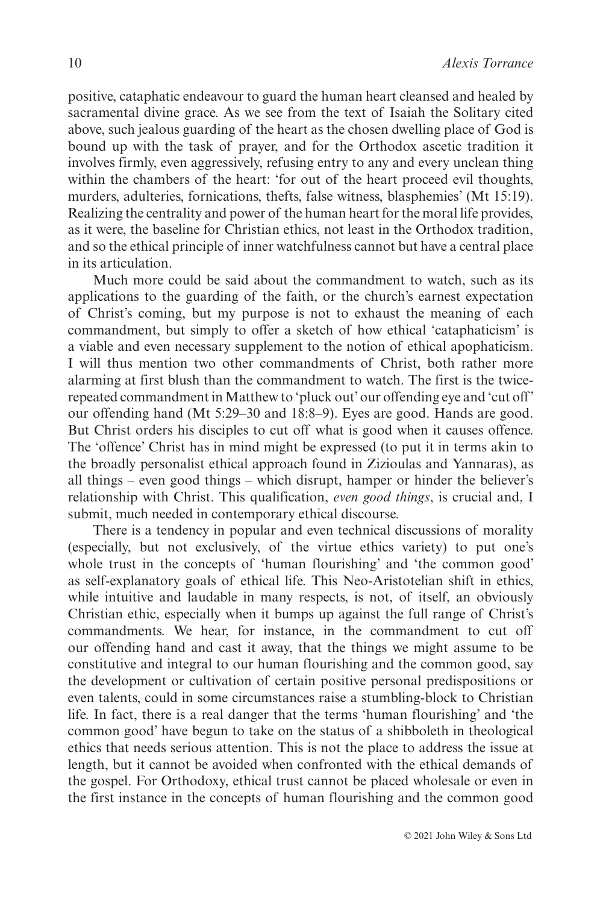positive, cataphatic endeavour to guard the human heart cleansed and healed by sacramental divine grace. As we see from the text of Isaiah the Solitary cited above, such jealous guarding of the heart as the chosen dwelling place of God is bound up with the task of prayer, and for the Orthodox ascetic tradition it involves firmly, even aggressively, refusing entry to any and every unclean thing within the chambers of the heart: 'for out of the heart proceed evil thoughts, murders, adulteries, fornications, thefts, false witness, blasphemies' (Mt 15:19). Realizing the centrality and power of the human heart for the moral life provides, as it were, the baseline for Christian ethics, not least in the Orthodox tradition, and so the ethical principle of inner watchfulness cannot but have a central place in its articulation.

Much more could be said about the commandment to watch, such as its applications to the guarding of the faith, or the church's earnest expectation of Christ's coming, but my purpose is not to exhaust the meaning of each commandment, but simply to offer a sketch of how ethical 'cataphaticism' is a viable and even necessary supplement to the notion of ethical apophaticism. I will thus mention two other commandments of Christ, both rather more alarming at first blush than the commandment to watch. The first is the twice-repeated commandment in Matthew to 'pluck out' our offending eye and 'cut off' our offending hand (Mt 5:29–30 and 18:8–9). Eyes are good. Hands are good. But Christ orders his disciples to cut off what is good when it causes offence. The 'offence' Christ has in mind might be expressed (to put it in terms akin to the broadly personalist ethical approach found in Zizioulas and Yannaras), as all things – even good things – which disrupt, hamper or hinder the believer's relationship with Christ. This qualification, *even good things*, is crucial and, I submit, much needed in contemporary ethical discourse.

There is a tendency in popular and even technical discussions of morality (especially, but not exclusively, of the virtue ethics variety) to put one's whole trust in the concepts of 'human flourishing' and 'the common good' as self-explanatory goals of ethical life. This Neo-Aristotelian shift in ethics, while intuitive and laudable in many respects, is not, of itself, an obviously Christian ethic, especially when it bumps up against the full range of Christ's commandments. We hear, for instance, in the commandment to cut off our offending hand and cast it away, that the things we might assume to be constitutive and integral to our human flourishing and the common good, say the development or cultivation of certain positive personal predispositions or even talents, could in some circumstances raise a stumbling-block to Christian life. In fact, there is a real danger that the terms 'human flourishing' and 'the common good' have begun to take on the status of a shibboleth in theological ethics that needs serious attention. This is not the place to address the issue at length, but it cannot be avoided when confronted with the ethical demands of the gospel. For Orthodoxy, ethical trust cannot be placed wholesale or even in the first instance in the concepts of human flourishing and the common good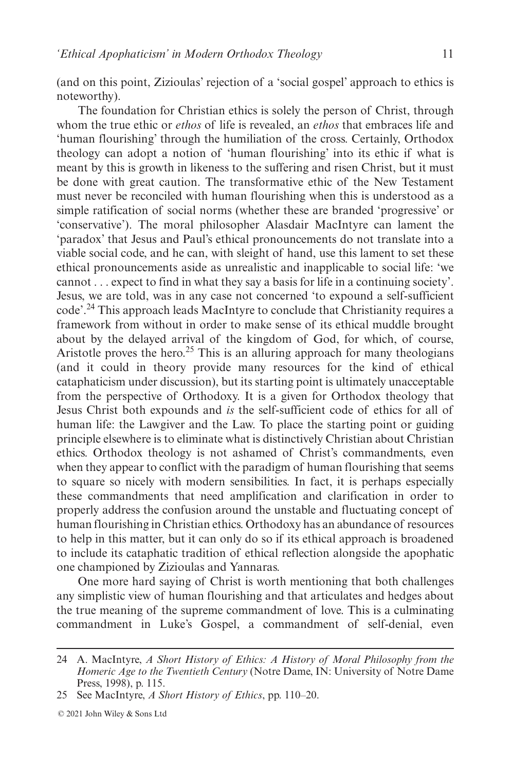(and on this point, Zizioulas' rejection of a 'social gospel' approach to ethics is noteworthy).

The foundation for Christian ethics is solely the person of Christ, through whom the true ethic or *ethos* of life is revealed, an *ethos* that embraces life and 'human flourishing' through the humiliation of the cross. Certainly, Orthodox theology can adopt a notion of 'human flourishing' into its ethic if what is meant by this is growth in likeness to the suffering and risen Christ, but it must be done with great caution. The transformative ethic of the New Testament must never be reconciled with human flourishing when this is understood as a simple ratification of social norms (whether these are branded 'progressive' or 'conservative'). The moral philosopher Alasdair MacIntyre can lament the 'paradox' that Jesus and Paul's ethical pronouncements do not translate into a viable social code, and he can, with sleight of hand, use this lament to set these ethical pronouncements aside as unrealistic and inapplicable to social life: 'we cannot . . . expect to find in what they say a basis for life in a continuing society'. Jesus, we are told, was in any case not concerned 'to expound a self-sufficient code'.[24] This approach leads MacIntyre to conclude that Christianity requires a framework from without in order to make sense of its ethical muddle brought about by the delayed arrival of the kingdom of God, for which, of course, Aristotle proves the hero.[25] This is an alluring approach for many theologians (and it could in theory provide many resources for the kind of ethical cataphaticism under discussion), but its starting point is ultimately unacceptable from the perspective of Orthodoxy. It is a given for Orthodox theology that Jesus Christ both expounds and *is* the self-sufficient code of ethics for all of human life: the Lawgiver and the Law. To place the starting point or guiding principle elsewhere is to eliminate what is distinctively Christian about Christian ethics. Orthodox theology is not ashamed of Christ's commandments, even when they appear to conflict with the paradigm of human flourishing that seems to square so nicely with modern sensibilities. In fact, it is perhaps especially these commandments that need amplification and clarification in order to properly address the confusion around the unstable and fluctuating concept of human flourishing in Christian ethics. Orthodoxy has an abundance of resources to help in this matter, but it can only do so if its ethical approach is broadened to include its cataphatic tradition of ethical reflection alongside the apophatic one championed by Zizioulas and Yannaras.

One more hard saying of Christ is worth mentioning that both challenges any simplistic view of human flourishing and that articulates and hedges about the true meaning of the supreme commandment of love. This is a culminating commandment in Luke's Gospel, a commandment of self-denial, even

---

24 A. MacIntyre, *A Short History of Ethics: A History of Moral Philosophy from the Homeric Age to the Twentieth Century* (Notre Dame, IN: University of Notre Dame Press, 1998), p. 115.

25 See MacIntyre, *A Short History of Ethics*, pp. 110–20.

© 2021 John Wiley & Sons Ltd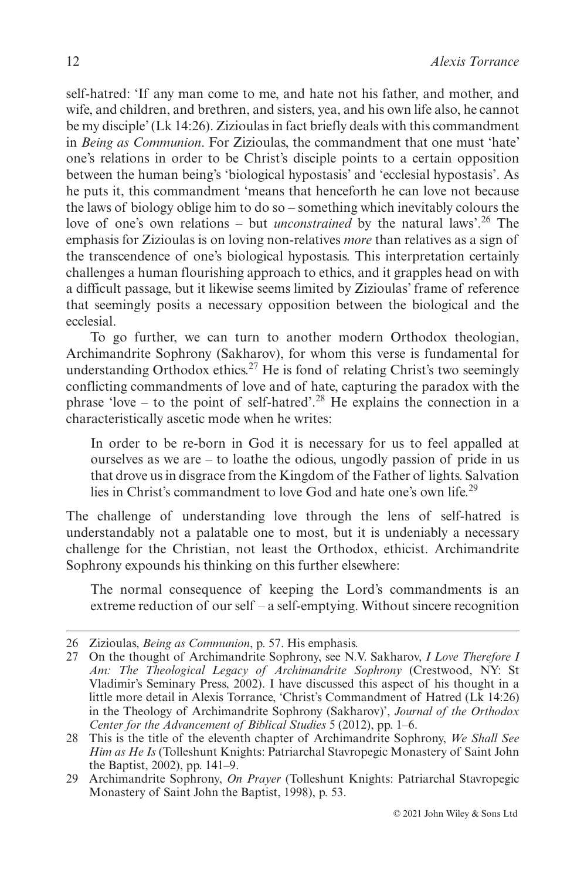self-hatred: 'If any man come to me, and hate not his father, and mother, and wife, and children, and brethren, and sisters, yea, and his own life also, he cannot be my disciple' (Lk 14:26). Zizioulas in fact briefly deals with this commandment in *Being as Communion*. For Zizioulas, the commandment that one must 'hate' one's relations in order to be Christ's disciple points to a certain opposition between the human being's 'biological hypostasis' and 'ecclesial hypostasis'. As he puts it, this commandment 'means that henceforth he can love not because the laws of biology oblige him to do so – something which inevitably colours the love of one's own relations – but *unconstrained* by the natural laws'.[26] The emphasis for Zizioulas is on loving non-relatives *more* than relatives as a sign of the transcendence of one's biological hypostasis. This interpretation certainly challenges a human flourishing approach to ethics, and it grapples head on with a difficult passage, but it likewise seems limited by Zizioulas' frame of reference that seemingly posits a necessary opposition between the biological and the ecclesial.

To go further, we can turn to another modern Orthodox theologian, Archimandrite Sophrony (Sakharov), for whom this verse is fundamental for understanding Orthodox ethics.[27] He is fond of relating Christ's two seemingly conflicting commandments of love and of hate, capturing the paradox with the phrase 'love – to the point of self-hatred'.[28] He explains the connection in a characteristically ascetic mode when he writes:

> In order to be re-born in God it is necessary for us to feel appalled at ourselves as we are – to loathe the odious, ungodly passion of pride in us that drove us in disgrace from the Kingdom of the Father of lights. Salvation lies in Christ's commandment to love God and hate one's own life.[29]

The challenge of understanding love through the lens of self-hatred is understandably not a palatable one to most, but it is undeniably a necessary challenge for the Christian, not least the Orthodox, ethicist. Archimandrite Sophrony expounds his thinking on this further elsewhere:

> The normal consequence of keeping the Lord's commandments is an extreme reduction of our self – a self-emptying. Without sincere recognition

---

26 Zizioulas, *Being as Communion*, p. 57. His emphasis.

27 On the thought of Archimandrite Sophrony, see N.V. Sakharov, *I Love Therefore I Am: The Theological Legacy of Archimandrite Sophrony* (Crestwood, NY: St Vladimir's Seminary Press, 2002). I have discussed this aspect of his thought in a little more detail in Alexis Torrance, 'Christ's Commandment of Hatred (Lk 14:26) in the Theology of Archimandrite Sophrony (Sakharov)', *Journal of the Orthodox Center for the Advancement of Biblical Studies* 5 (2012), pp. 1–6.

28 This is the title of the eleventh chapter of Archimandrite Sophrony, *We Shall See Him as He Is* (Tolleshunt Knights: Patriarchal Stavropegic Monastery of Saint John the Baptist, 2002), pp. 141–9.

29 Archimandrite Sophrony, *On Prayer* (Tolleshunt Knights: Patriarchal Stavropegic Monastery of Saint John the Baptist, 1998), p. 53.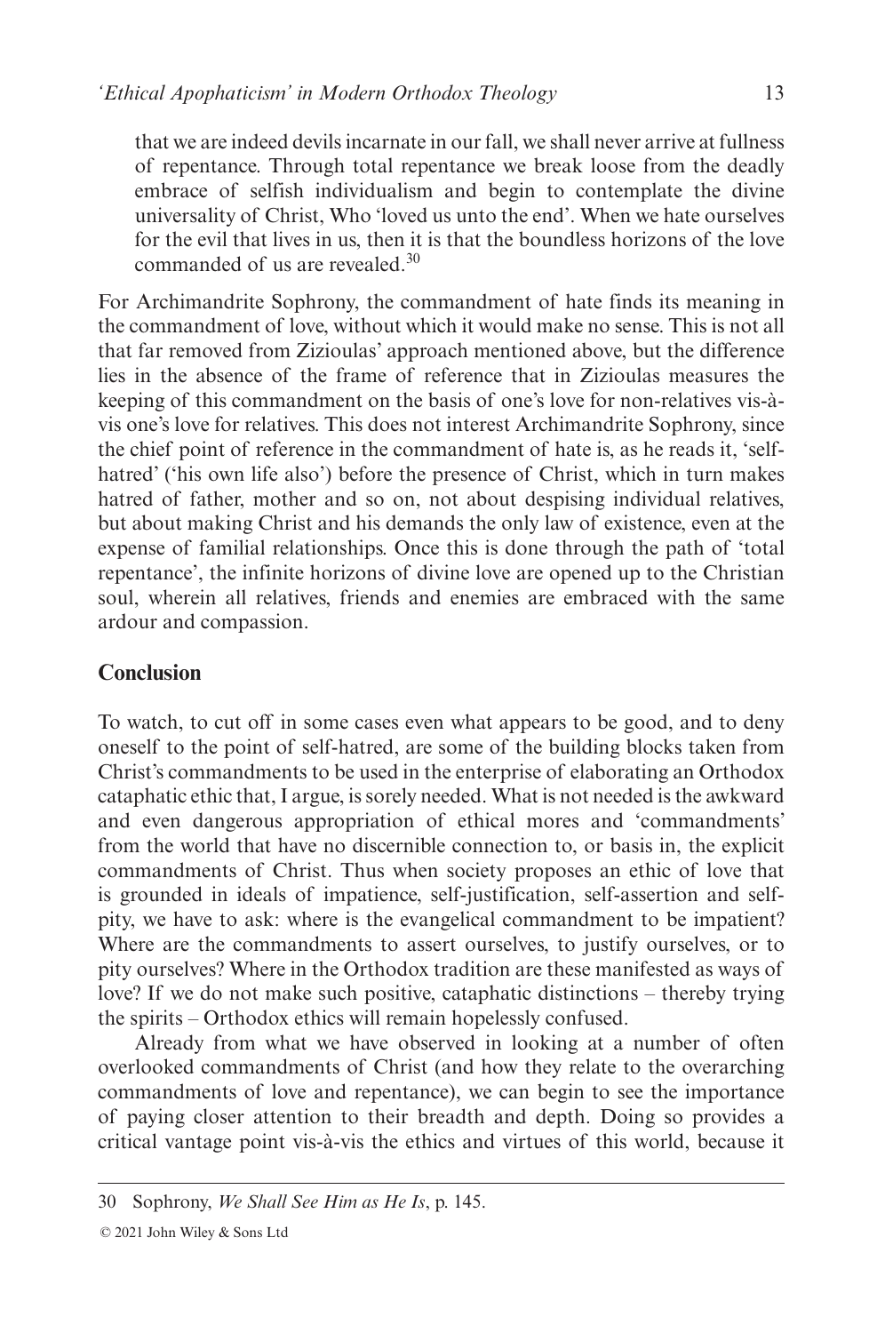> that we are indeed devils incarnate in our fall, we shall never arrive at fullness of repentance. Through total repentance we break loose from the deadly embrace of selfish individualism and begin to contemplate the divine universality of Christ, Who 'loved us unto the end'. When we hate ourselves for the evil that lives in us, then it is that the boundless horizons of the love commanded of us are revealed.[30]

For Archimandrite Sophrony, the commandment of hate finds its meaning in the commandment of love, without which it would make no sense. This is not all that far removed from Zizioulas' approach mentioned above, but the difference lies in the absence of the frame of reference that in Zizioulas measures the keeping of this commandment on the basis of one's love for non-relatives vis-à-vis one's love for relatives. This does not interest Archimandrite Sophrony, since the chief point of reference in the commandment of hate is, as he reads it, 'self-hatred' ('his own life also') before the presence of Christ, which in turn makes hatred of father, mother and so on, not about despising individual relatives, but about making Christ and his demands the only law of existence, even at the expense of familial relationships. Once this is done through the path of 'total repentance', the infinite horizons of divine love are opened up to the Christian soul, wherein all relatives, friends and enemies are embraced with the same ardour and compassion.

## Conclusion

To watch, to cut off in some cases even what appears to be good, and to deny oneself to the point of self-hatred, are some of the building blocks taken from Christ's commandments to be used in the enterprise of elaborating an Orthodox cataphatic ethic that, I argue, is sorely needed. What is not needed is the awkward and even dangerous appropriation of ethical mores and 'commandments' from the world that have no discernible connection to, or basis in, the explicit commandments of Christ. Thus when society proposes an ethic of love that is grounded in ideals of impatience, self-justification, self-assertion and self-pity, we have to ask: where is the evangelical commandment to be impatient? Where are the commandments to assert ourselves, to justify ourselves, or to pity ourselves? Where in the Orthodox tradition are these manifested as ways of love? If we do not make such positive, cataphatic distinctions – thereby trying the spirits – Orthodox ethics will remain hopelessly confused.

Already from what we have observed in looking at a number of often overlooked commandments of Christ (and how they relate to the overarching commandments of love and repentance), we can begin to see the importance of paying closer attention to their breadth and depth. Doing so provides a critical vantage point vis-à-vis the ethics and virtues of this world, because it

30 Sophrony, *We Shall See Him as He Is*, p. 145.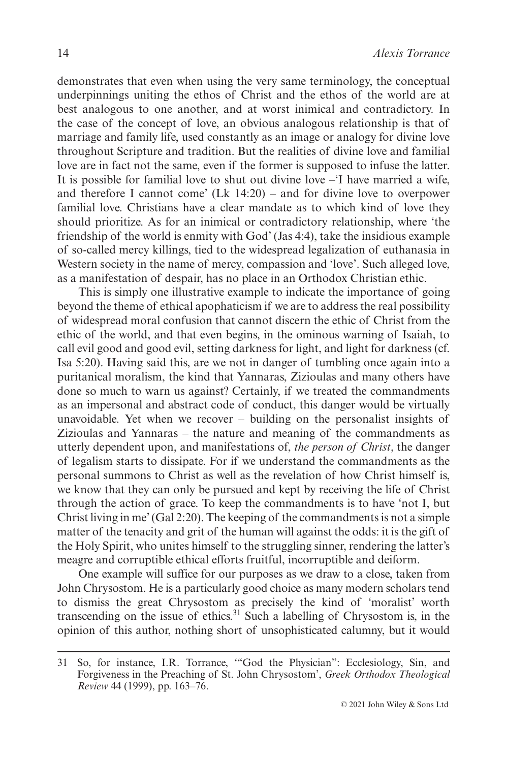demonstrates that even when using the very same terminology, the conceptual underpinnings uniting the ethos of Christ and the ethos of the world are at best analogous to one another, and at worst inimical and contradictory. In the case of the concept of love, an obvious analogous relationship is that of marriage and family life, used constantly as an image or analogy for divine love throughout Scripture and tradition. But the realities of divine love and familial love are in fact not the same, even if the former is supposed to infuse the latter. It is possible for familial love to shut out divine love –'I have married a wife, and therefore I cannot come' (Lk 14:20) – and for divine love to overpower familial love. Christians have a clear mandate as to which kind of love they should prioritize. As for an inimical or contradictory relationship, where 'the friendship of the world is enmity with God' (Jas 4:4), take the insidious example of so-called mercy killings, tied to the widespread legalization of euthanasia in Western society in the name of mercy, compassion and 'love'. Such alleged love, as a manifestation of despair, has no place in an Orthodox Christian ethic.

This is simply one illustrative example to indicate the importance of going beyond the theme of ethical apophaticism if we are to address the real possibility of widespread moral confusion that cannot discern the ethic of Christ from the ethic of the world, and that even begins, in the ominous warning of Isaiah, to call evil good and good evil, setting darkness for light, and light for darkness (cf. Isa 5:20). Having said this, are we not in danger of tumbling once again into a puritanical moralism, the kind that Yannaras, Zizioulas and many others have done so much to warn us against? Certainly, if we treated the commandments as an impersonal and abstract code of conduct, this danger would be virtually unavoidable. Yet when we recover – building on the personalist insights of Zizioulas and Yannaras – the nature and meaning of the commandments as utterly dependent upon, and manifestations of, *the person of Christ*, the danger of legalism starts to dissipate. For if we understand the commandments as the personal summons to Christ as well as the revelation of how Christ himself is, we know that they can only be pursued and kept by receiving the life of Christ through the action of grace. To keep the commandments is to have 'not I, but Christ living in me' (Gal 2:20). The keeping of the commandments is not a simple matter of the tenacity and grit of the human will against the odds: it is the gift of the Holy Spirit, who unites himself to the struggling sinner, rendering the latter's meagre and corruptible ethical efforts fruitful, incorruptible and deiform.

One example will suffice for our purposes as we draw to a close, taken from John Chrysostom. He is a particularly good choice as many modern scholars tend to dismiss the great Chrysostom as precisely the kind of 'moralist' worth transcending on the issue of ethics.[31] Such a labelling of Chrysostom is, in the opinion of this author, nothing short of unsophisticated calumny, but it would

---

31 So, for instance, I.R. Torrance, '"God the Physician": Ecclesiology, Sin, and Forgiveness in the Preaching of St. John Chrysostom', *Greek Orthodox Theological Review* 44 (1999), pp. 163–76.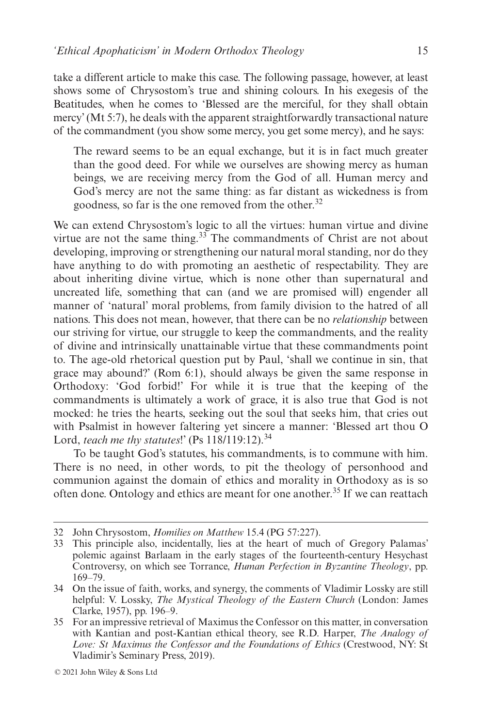take a different article to make this case. The following passage, however, at least shows some of Chrysostom's true and shining colours. In his exegesis of the Beatitudes, when he comes to 'Blessed are the merciful, for they shall obtain mercy' (Mt 5:7), he deals with the apparent straightforwardly transactional nature of the commandment (you show some mercy, you get some mercy), and he says:

> The reward seems to be an equal exchange, but it is in fact much greater than the good deed. For while we ourselves are showing mercy as human beings, we are receiving mercy from the God of all. Human mercy and God's mercy are not the same thing: as far distant as wickedness is from goodness, so far is the one removed from the other.[32]

We can extend Chrysostom's logic to all the virtues: human virtue and divine virtue are not the same thing.[33] The commandments of Christ are not about developing, improving or strengthening our natural moral standing, nor do they have anything to do with promoting an aesthetic of respectability. They are about inheriting divine virtue, which is none other than supernatural and uncreated life, something that can (and we are promised will) engender all manner of 'natural' moral problems, from family division to the hatred of all nations. This does not mean, however, that there can be no *relationship* between our striving for virtue, our struggle to keep the commandments, and the reality of divine and intrinsically unattainable virtue that these commandments point to. The age-old rhetorical question put by Paul, 'shall we continue in sin, that grace may abound?' (Rom 6:1), should always be given the same response in Orthodoxy: 'God forbid!' For while it is true that the keeping of the commandments is ultimately a work of grace, it is also true that God is not mocked: he tries the hearts, seeking out the soul that seeks him, that cries out with Psalmist in however faltering yet sincere a manner: 'Blessed art thou O Lord, *teach me thy statutes*!' (Ps 118/119:12).[34]

To be taught God's statutes, his commandments, is to commune with him. There is no need, in other words, to pit the theology of personhood and communion against the domain of ethics and morality in Orthodoxy as is so often done. Ontology and ethics are meant for one another.[35] If we can reattach

---

32 John Chrysostom, *Homilies on Matthew* 15.4 (PG 57:227).

33 This principle also, incidentally, lies at the heart of much of Gregory Palamas' polemic against Barlaam in the early stages of the fourteenth-century Hesychast Controversy, on which see Torrance, *Human Perfection in Byzantine Theology*, pp. 169–79.

34 On the issue of faith, works, and synergy, the comments of Vladimir Lossky are still helpful: V. Lossky, *The Mystical Theology of the Eastern Church* (London: James Clarke, 1957), pp. 196–9.

35 For an impressive retrieval of Maximus the Confessor on this matter, in conversation with Kantian and post-Kantian ethical theory, see R.D. Harper, *The Analogy of Love: St Maximus the Confessor and the Foundations of Ethics* (Crestwood, NY: St Vladimir's Seminary Press, 2019).

© 2021 John Wiley & Sons Ltd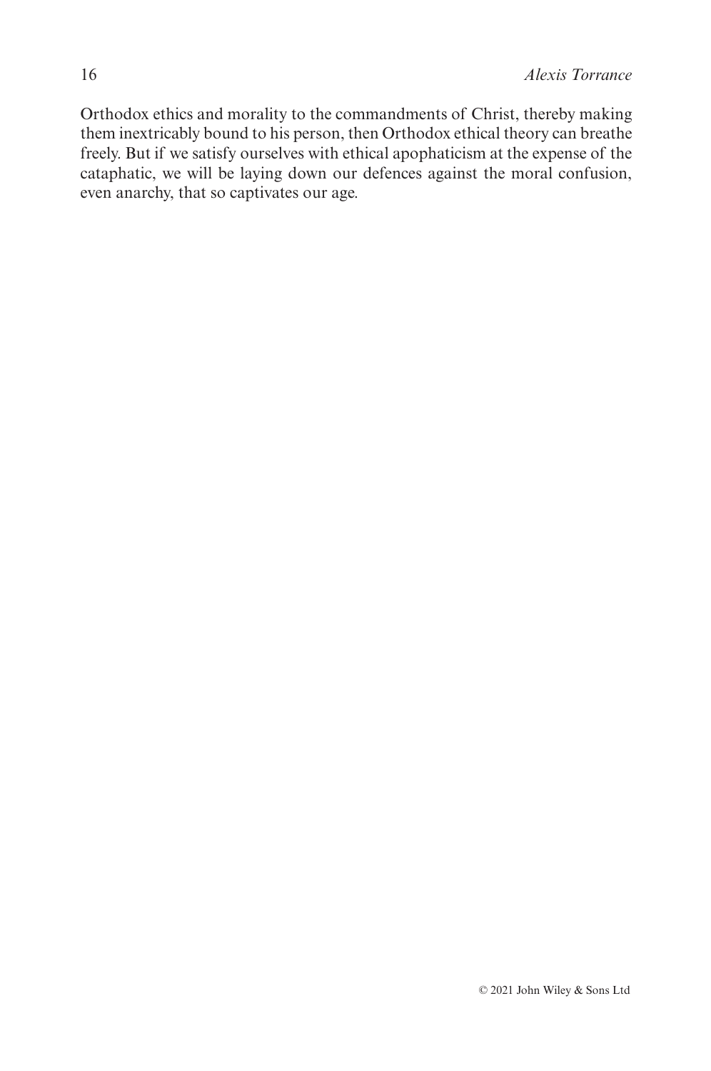Orthodox ethics and morality to the commandments of Christ, thereby making them inextricably bound to his person, then Orthodox ethical theory can breathe freely. But if we satisfy ourselves with ethical apophaticism at the expense of the cataphatic, we will be laying down our defences against the moral confusion, even anarchy, that so captivates our age.

© 2021 John Wiley & Sons Ltd